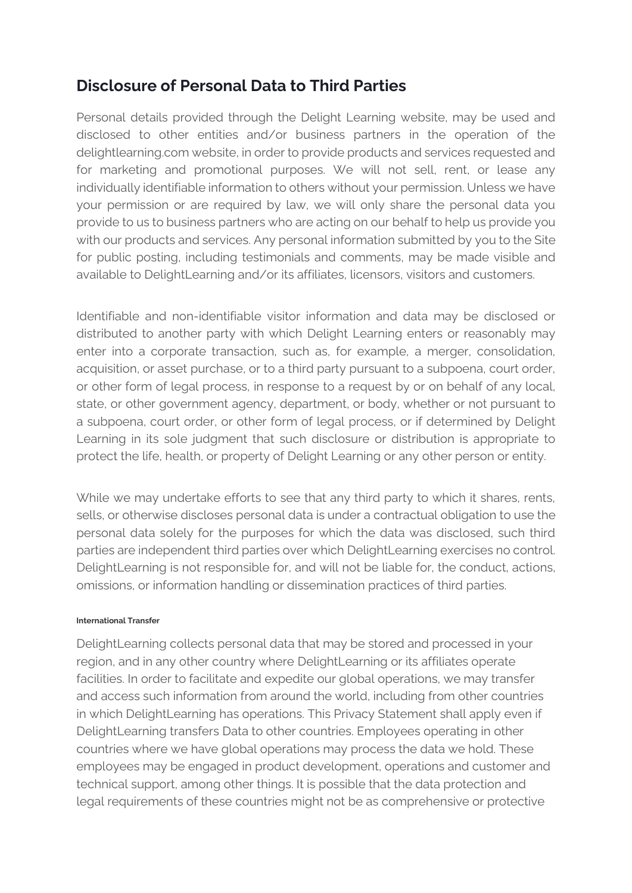## Disclosure of Personal Data to Third Parties

Personal details provided through the Delight Learning website, may be used and disclosed to other entities and/or business partners in the operation of the delightlearning.com website, in order to provide products and services requested and for marketing and promotional purposes. We will not sell, rent, or lease any individually identifiable information to others without your permission. Unless we have your permission or are required by law, we will only share the personal data you provide to us to business partners who are acting on our behalf to help us provide you with our products and services. Any personal information submitted by you to the Site for public posting, including testimonials and comments, may be made visible and available to DelightLearning and/or its affiliates, licensors, visitors and customers.

Identifiable and non-identifiable visitor information and data may be disclosed or distributed to another party with which Delight Learning enters or reasonably may enter into a corporate transaction, such as, for example, a merger, consolidation, acquisition, or asset purchase, or to a third party pursuant to a subpoena, court order, or other form of legal process, in response to a request by or on behalf of any local, state, or other government agency, department, or body, whether or not pursuant to a subpoena, court order, or other form of legal process, or if determined by Delight Learning in its sole judgment that such disclosure or distribution is appropriate to protect the life, health, or property of Delight Learning or any other person or entity.

While we may undertake efforts to see that any third party to which it shares, rents, sells, or otherwise discloses personal data is under a contractual obligation to use the personal data solely for the purposes for which the data was disclosed, such third parties are independent third parties over which DelightLearning exercises no control. DelightLearning is not responsible for, and will not be liable for, the conduct, actions, omissions, or information handling or dissemination practices of third parties.

###### International Transfer

DelightLearning collects personal data that may be stored and processed in your region, and in any other country where DelightLearning or its affiliates operate facilities. In order to facilitate and expedite our global operations, we may transfer and access such information from around the world, including from other countries in which DelightLearning has operations. This Privacy Statement shall apply even if DelightLearning transfers Data to other countries. Employees operating in other countries where we have global operations may process the data we hold. These employees may be engaged in product development, operations and customer and technical support, among other things. It is possible that the data protection and legal requirements of these countries might not be as comprehensive or protective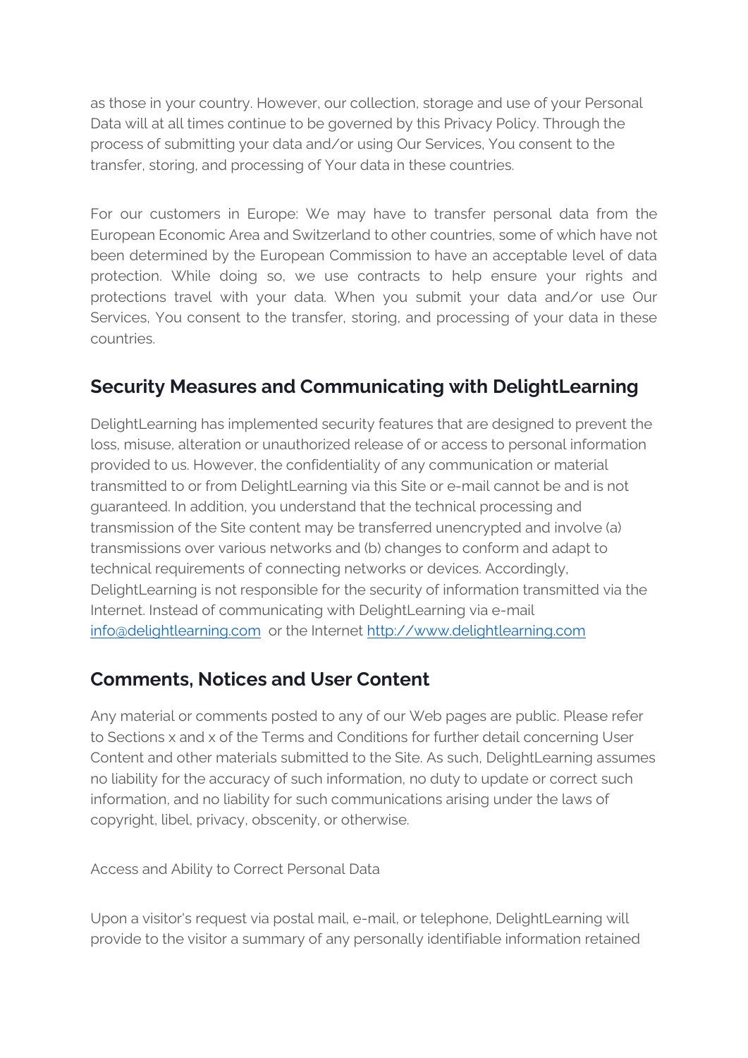as those in your country. However, our collection, storage and use of your Personal Data will at all times continue to be governed by this Privacy Policy. Through the process of submitting your data and/or using Our Services, You consent to the transfer, storing, and processing of Your data in these countries.

For our customers in Europe: We may have to transfer personal data from the European Economic Area and Switzerland to other countries, some of which have not been determined by the European Commission to have an acceptable level of data protection. While doing so, we use contracts to help ensure your rights and protections travel with your data. When you submit your data and/or use Our Services, You consent to the transfer, storing, and processing of your data in these countries.

## Security Measures and Communicating with DelightLearning

DelightLearning has implemented security features that are designed to prevent the loss, misuse, alteration or unauthorized release of or access to personal information provided to us. However, the confidentiality of any communication or material transmitted to or from DelightLearning via this Site or e-mail cannot be and is not guaranteed. In addition, you understand that the technical processing and transmission of the Site content may be transferred unencrypted and involve (a) transmissions over various networks and (b) changes to conform and adapt to technical requirements of connecting networks or devices. Accordingly, DelightLearning is not responsible for the security of information transmitted via the Internet. Instead of communicating with DelightLearning via e-mail [info@delightlearning.com](mailto:info@delightlearning.com) or the Internet [http://www.delightlearning.com](http://www.delightlearning.com)

## Comments, Notices and User Content

Any material or comments posted to any of our Web pages are public. Please refer to Sections x and x of the Terms and Conditions for further detail concerning User Content and other materials submitted to the Site. As such, DelightLearning assumes no liability for the accuracy of such information, no duty to update or correct such information, and no liability for such communications arising under the laws of copyright, libel, privacy, obscenity, or otherwise.

Access and Ability to Correct Personal Data

Upon a visitor's request via postal mail, e-mail, or telephone, DelightLearning will provide to the visitor a summary of any personally identifiable information retained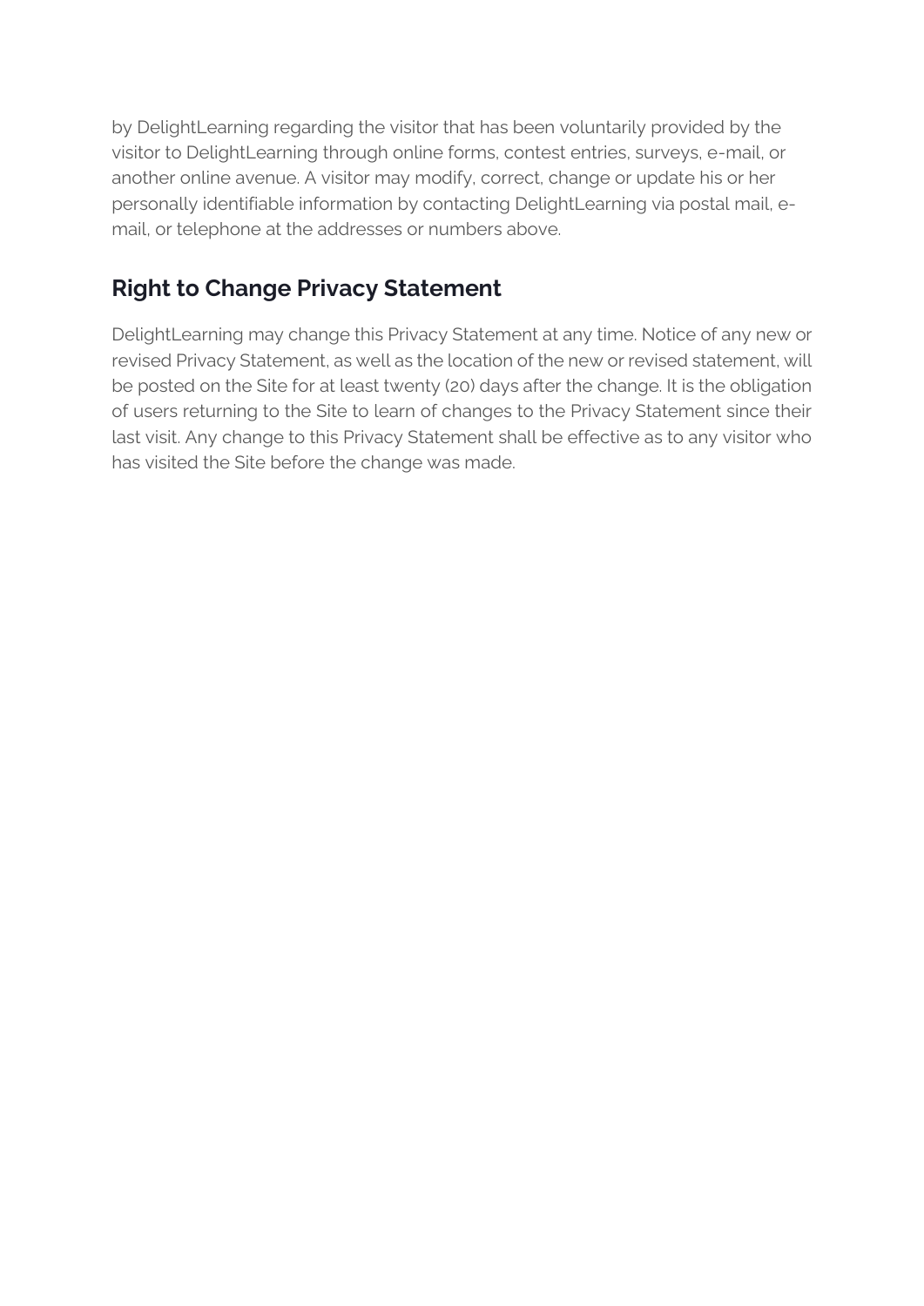by DelightLearning regarding the visitor that has been voluntarily provided by the visitor to DelightLearning through online forms, contest entries, surveys, e-mail, or another online avenue. A visitor may modify, correct, change or update his or her personally identifiable information by contacting DelightLearning via postal mail, e-mail, or telephone at the addresses or numbers above.

## Right to Change Privacy Statement

DelightLearning may change this Privacy Statement at any time. Notice of any new or revised Privacy Statement, as well as the location of the new or revised statement, will be posted on the Site for at least twenty (20) days after the change. It is the obligation of users returning to the Site to learn of changes to the Privacy Statement since their last visit. Any change to this Privacy Statement shall be effective as to any visitor who has visited the Site before the change was made.